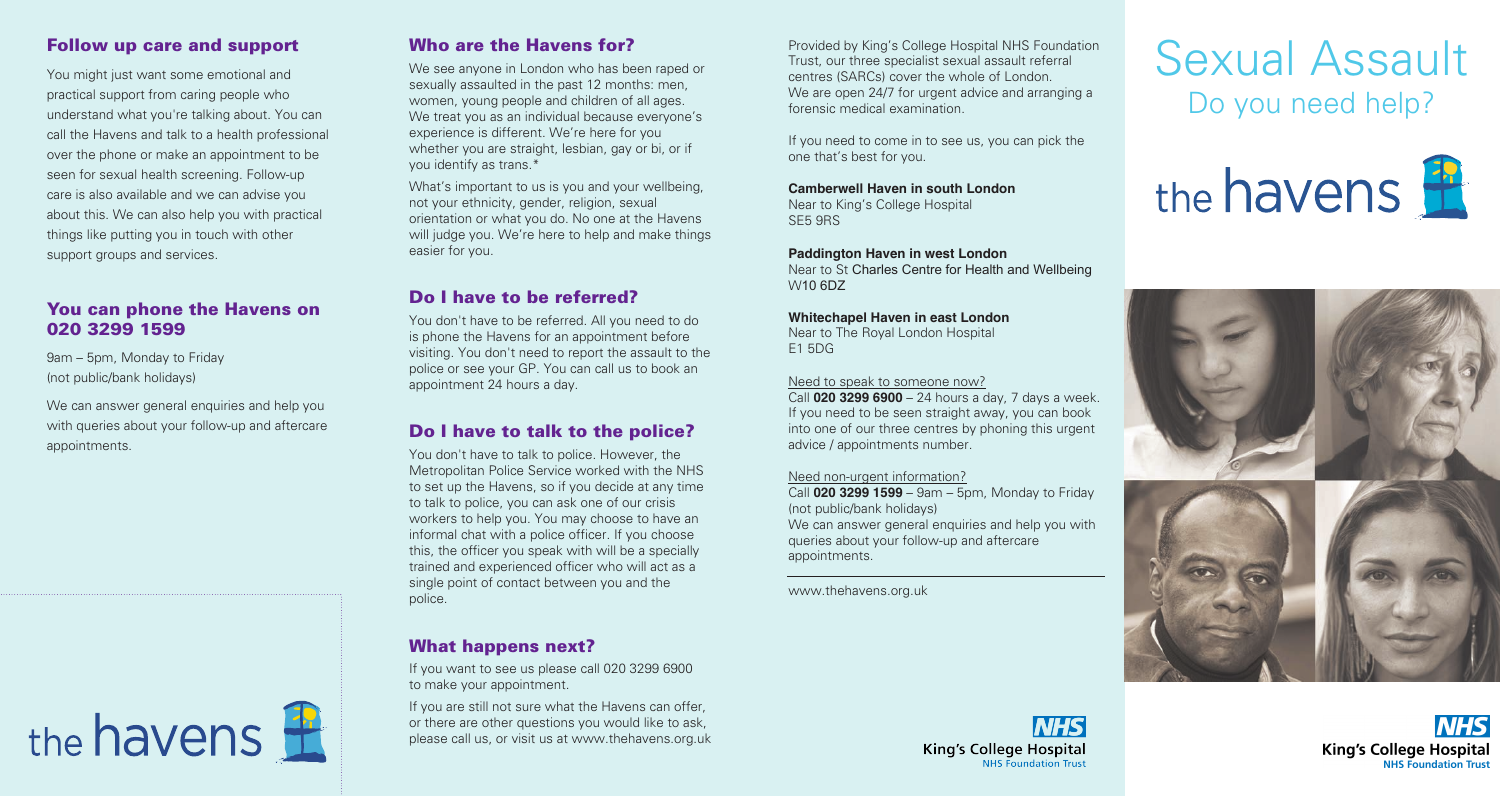## Follow up care and support

You might just want some emotional and practical support from caring people who understand what you're talking about. You can call the Havens and talk to a health professional over the phone or make an appointment to be seen for sexual health screening. Follow-up care is also available and we can advise you about this. We can also help you with practical things like putting you in touch with other support groups and services.

## You can phone the Havens on 020 3299 1599

9am – 5pm, Monday to Friday
(not public/bank holidays)

We can answer general enquiries and help you with queries about your follow-up and aftercare appointments.

the havens

## Who are the Havens for?

We see anyone in London who has been raped or sexually assaulted in the past 12 months: men, women, young people and children of all ages. We treat you as an individual because everyone's experience is different. We're here for you whether you are straight, lesbian, gay or bi, or if you identify as trans.*

What's important to us is you and your wellbeing, not your ethnicity, gender, religion, sexual orientation or what you do. No one at the Havens will judge you. We're here to help and make things easier for you.

## Do I have to be referred?

You don't have to be referred. All you need to do is phone the Havens for an appointment before visiting. You don't need to report the assault to the police or see your GP. You can call us to book an appointment 24 hours a day.

## Do I have to talk to the police?

You don't have to talk to police. However, the Metropolitan Police Service worked with the NHS to set up the Havens, so if you decide at any time to talk to police, you can ask one of our crisis workers to help you. You may choose to have an informal chat with a police officer. If you choose this, the officer you speak with will be a specially trained and experienced officer who will act as a single point of contact between you and the police.

## What happens next?

If you want to see us please call 020 3299 6900 to make your appointment.

If you are still not sure what the Havens can offer, or there are other questions you would like to ask, please call us, or visit us at www.thehavens.org.uk

Provided by King's College Hospital NHS Foundation Trust, our three specialist sexual assault referral centres (SARCs) cover the whole of London. We are open 24/7 for urgent advice and arranging a forensic medical examination.

If you need to come in to see us, you can pick the one that's best for you.

**Camberwell Haven in south London**
Near to King's College Hospital
SE5 9RS

**Paddington Haven in west London**
Near to St Charles Centre for Health and Wellbeing
W10 6DZ

**Whitechapel Haven in east London**
Near to The Royal London Hospital
E1 5DG

Need to speak to someone now?
Call **020 3299 6900** – 24 hours a day, 7 days a week. If you need to be seen straight away, you can book into one of our three centres by phoning this urgent advice / appointments number.

Need non-urgent information?
Call **020 3299 1599** – 9am – 5pm, Monday to Friday (not public/bank holidays)
We can answer general enquiries and help you with queries about your follow-up and aftercare appointments.

www.thehavens.org.uk

NHS
King's College Hospital
NHS Foundation Trust

# Sexual Assault
## Do you need help?

the havens

NHS
King's College Hospital
NHS Foundation Trust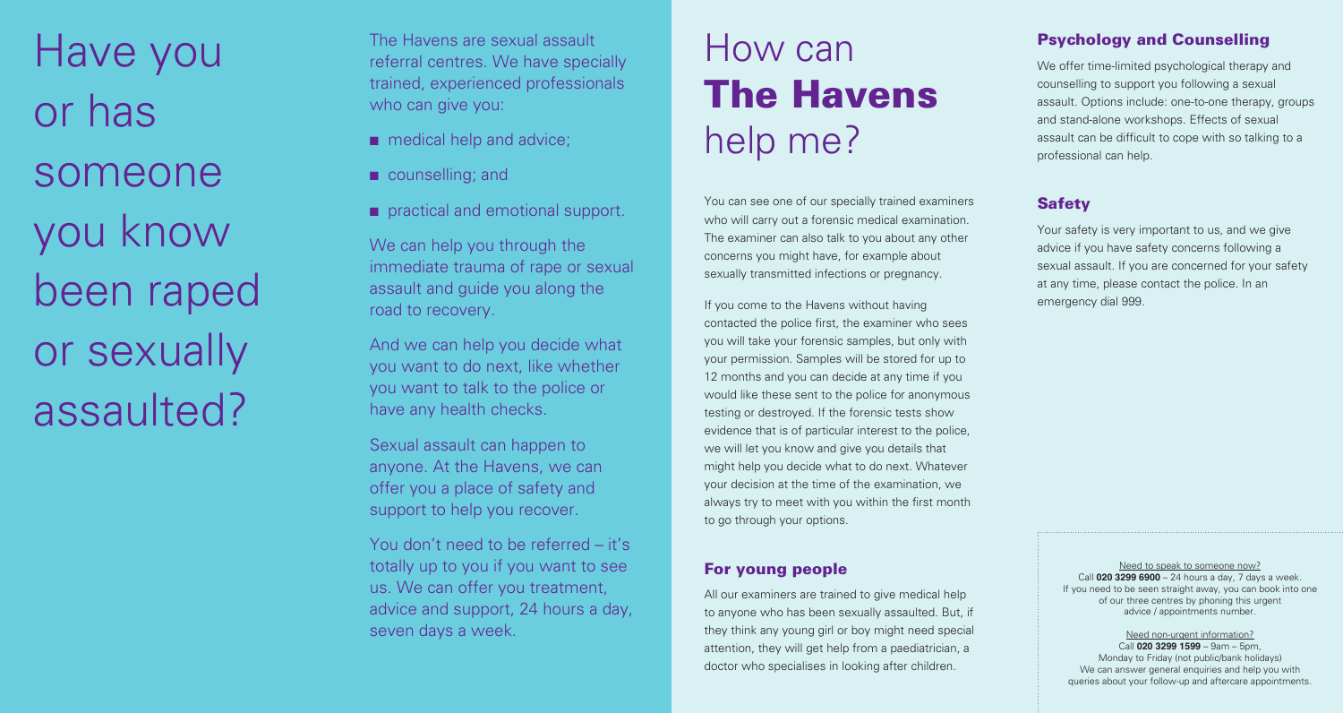# Have you or has someone you know been raped or sexually assaulted?

The Havens are sexual assault referral centres. We have specially trained, experienced professionals who can give you:

- medical help and advice;
- counselling; and
- practical and emotional support.

We can help you through the immediate trauma of rape or sexual assault and guide you along the road to recovery.

And we can help you decide what you want to do next, like whether you want to talk to the police or have any health checks.

Sexual assault can happen to anyone. At the Havens, we can offer you a place of safety and support to help you recover.

You don't need to be referred – it's totally up to you if you want to see us. We can offer you treatment, advice and support, 24 hours a day, seven days a week.

# How can **The Havens** help me?

You can see one of our specially trained examiners who will carry out a forensic medical examination. The examiner can also talk to you about any other concerns you might have, for example about sexually transmitted infections or pregnancy.

If you come to the Havens without having contacted the police first, the examiner who sees you will take your forensic samples, but only with your permission. Samples will be stored for up to 12 months and you can decide at any time if you would like these sent to the police for anonymous testing or destroyed. If the forensic tests show evidence that is of particular interest to the police, we will let you know and give you details that might help you decide what to do next. Whatever your decision at the time of the examination, we always try to meet with you within the first month to go through your options.

## For young people

All our examiners are trained to give medical help to anyone who has been sexually assaulted. But, if they think any young girl or boy might need special attention, they will get help from a paediatrician, a doctor who specialises in looking after children.

## Psychology and Counselling

We offer time-limited psychological therapy and counselling to support you following a sexual assault. Options include: one-to-one therapy, groups and stand-alone workshops. Effects of sexual assault can be difficult to cope with so talking to a professional can help.

## Safety

Your safety is very important to us, and we give advice if you have safety concerns following a sexual assault. If you are concerned for your safety at any time, please contact the police. In an emergency dial 999.

Need to speak to someone now?
Call **020 3299 6900** – 24 hours a day, 7 days a week.
If you need to be seen straight away, you can book into one of our three centres by phoning this urgent advice / appointments number.

Need non-urgent information?
Call **020 3299 1599** – 9am – 5pm, Monday to Friday (not public/bank holidays)
We can answer general enquiries and help you with queries about your follow-up and aftercare appointments.